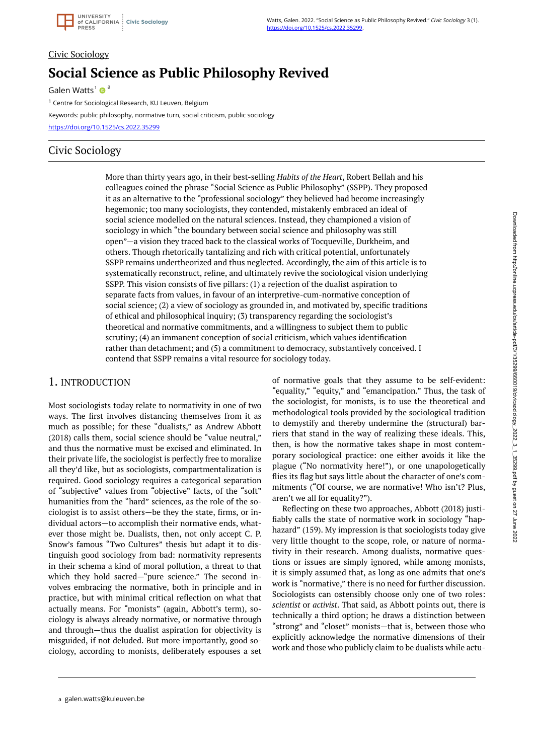Civic Sociology

# Social Science as Public Philosophy Revived

Galen Watts[1] [a]

[1] Centre for Sociological Research, KU Leuven, Belgium

Keywords: public philosophy, normative turn, social criticism, public sociology

https://doi.org/10.1525/cs.2022.35299

## Civic Sociology

More than thirty years ago, in their best-selling *Habits of the Heart*, Robert Bellah and his colleagues coined the phrase "Social Science as Public Philosophy" (SSPP). They proposed it as an alternative to the "professional sociology" they believed had become increasingly hegemonic; too many sociologists, they contended, mistakenly embraced an ideal of social science modelled on the natural sciences. Instead, they championed a vision of sociology in which "the boundary between social science and philosophy was still open"—a vision they traced back to the classical works of Tocqueville, Durkheim, and others. Though rhetorically tantalizing and rich with critical potential, unfortunately SSPP remains undertheorized and thus neglected. Accordingly, the aim of this article is to systematically reconstruct, refine, and ultimately revive the sociological vision underlying SSPP. This vision consists of five pillars: (1) a rejection of the dualist aspiration to separate facts from values, in favour of an interpretive-cum-normative conception of social science; (2) a view of sociology as grounded in, and motivated by, specific traditions of ethical and philosophical inquiry; (3) transparency regarding the sociologist's theoretical and normative commitments, and a willingness to subject them to public scrutiny; (4) an immanent conception of social criticism, which values identification rather than detachment; and (5) a commitment to democracy, substantively conceived. I contend that SSPP remains a vital resource for sociology today.

## 1. INTRODUCTION

Most sociologists today relate to normativity in one of two ways. The first involves distancing themselves from it as much as possible; for these "dualists," as Andrew Abbott (2018) calls them, social science should be "value neutral," and thus the normative must be excised and eliminated. In their private life, the sociologist is perfectly free to moralize all they'd like, but as sociologists, compartmentalization is required. Good sociology requires a categorical separation of "subjective" values from "objective" facts, of the "soft" humanities from the "hard" sciences, as the role of the sociologist is to assist others—be they the state, firms, or individual actors—to accomplish their normative ends, whatever those might be. Dualists, then, not only accept C. P. Snow's famous "Two Cultures" thesis but adapt it to distinguish good sociology from bad: normativity represents in their schema a kind of moral pollution, a threat to that which they hold sacred—"pure science." The second involves embracing the normative, both in principle and in practice, but with minimal critical reflection on what that actually means. For "monists" (again, Abbott's term), sociology is always already normative, or normative through and through—thus the dualist aspiration for objectivity is misguided, if not deluded. But more importantly, good sociology, according to monists, deliberately espouses a set of normative goals that they assume to be self-evident: "equality," "equity," and "emancipation." Thus, the task of the sociologist, for monists, is to use the theoretical and methodological tools provided by the sociological tradition to demystify and thereby undermine the (structural) barriers that stand in the way of realizing these ideals. This, then, is how the normative takes shape in most contemporary sociological practice: one either avoids it like the plague ("No normativity here!"), or one unapologetically flies its flag but says little about the character of one's commitments ("Of course, we are normative! Who isn't? Plus, aren't we all for equality?").

Reflecting on these two approaches, Abbott (2018) justifiably calls the state of normative work in sociology "haphazard" (159). My impression is that sociologists today give very little thought to the scope, role, or nature of normativity in their research. Among dualists, normative questions or issues are simply ignored, while among monists, it is simply assumed that, as long as one admits that one's work is "normative," there is no need for further discussion. Sociologists can ostensibly choose only one of two roles: *scientist* or *activist*. That said, as Abbott points out, there is technically a third option; he draws a distinction between "strong" and "closet" monists—that is, between those who explicitly acknowledge the normative dimensions of their work and those who publicly claim to be dualists while actu-

[a] galen.watts@kuleuven.be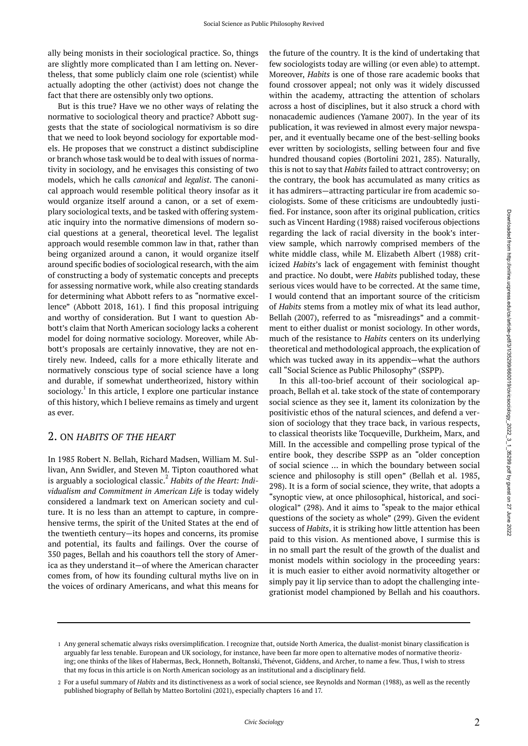ally being monists in their sociological practice. So, things are slightly more complicated than I am letting on. Nevertheless, that some publicly claim one role (scientist) while actually adopting the other (activist) does not change the fact that there are ostensibly only two options.

But is this true? Have we no other ways of relating the normative to sociological theory and practice? Abbott suggests that the state of sociological normativism is so dire that we need to look beyond sociology for exportable models. He proposes that we construct a distinct subdiscipline or branch whose task would be to deal with issues of normativity in sociology, and he envisages this consisting of two models, which he calls *canonical* and *legalist*. The canonical approach would resemble political theory insofar as it would organize itself around a canon, or a set of exemplary sociological texts, and be tasked with offering systematic inquiry into the normative dimensions of modern social questions at a general, theoretical level. The legalist approach would resemble common law in that, rather than being organized around a canon, it would organize itself around specific bodies of sociological research, with the aim of constructing a body of systematic concepts and precepts for assessing normative work, while also creating standards for determining what Abbott refers to as "normative excellence" (Abbott 2018, 161). I find this proposal intriguing and worthy of consideration. But I want to question Abbott's claim that North American sociology lacks a coherent model for doing normative sociology. Moreover, while Abbott's proposals are certainly innovative, they are not entirely new. Indeed, calls for a more ethically literate and normatively conscious type of social science have a long and durable, if somewhat undertheorized, history within sociology.[1] In this article, I explore one particular instance of this history, which I believe remains as timely and urgent as ever.

## 2. ON *HABITS OF THE HEART*

In 1985 Robert N. Bellah, Richard Madsen, William M. Sullivan, Ann Swidler, and Steven M. Tipton coauthored what is arguably a sociological classic.[2] *Habits of the Heart: Individualism and Commitment in American Life* is today widely considered a landmark text on American society and culture. It is no less than an attempt to capture, in comprehensive terms, the spirit of the United States at the end of the twentieth century—its hopes and concerns, its promise and potential, its faults and failings. Over the course of 350 pages, Bellah and his coauthors tell the story of America as they understand it—of where the American character comes from, of how its founding cultural myths live on in the voices of ordinary Americans, and what this means for the future of the country. It is the kind of undertaking that few sociologists today are willing (or even able) to attempt. Moreover, *Habits* is one of those rare academic books that found crossover appeal; not only was it widely discussed within the academy, attracting the attention of scholars across a host of disciplines, but it also struck a chord with nonacademic audiences (Yamane 2007). In the year of its publication, it was reviewed in almost every major newspaper, and it eventually became one of the best-selling books ever written by sociologists, selling between four and five hundred thousand copies (Bortolini 2021, 285). Naturally, this is not to say that *Habits* failed to attract controversy; on the contrary, the book has accumulated as many critics as it has admirers—attracting particular ire from academic sociologists. Some of these criticisms are undoubtedly justified. For instance, soon after its original publication, critics such as Vincent Harding (1988) raised vociferous objections regarding the lack of racial diversity in the book's interview sample, which narrowly comprised members of the white middle class, while M. Elizabeth Albert (1988) criticized *Habits*'s lack of engagement with feminist thought and practice. No doubt, were *Habits* published today, these serious vices would have to be corrected. At the same time, I would contend that an important source of the criticism of *Habits* stems from a motley mix of what its lead author, Bellah (2007), referred to as "misreadings" and a commitment to either dualist or monist sociology. In other words, much of the resistance to *Habits* centers on its underlying theoretical and methodological approach, the explication of which was tucked away in its appendix—what the authors call "Social Science as Public Philosophy" (SSPP).

In this all-too-brief account of their sociological approach, Bellah et al. take stock of the state of contemporary social science as they see it, lament its colonization by the positivistic ethos of the natural sciences, and defend a version of sociology that they trace back, in various respects, to classical theorists like Tocqueville, Durkheim, Marx, and Mill. In the accessible and compelling prose typical of the entire book, they describe SSPP as an "older conception of social science … in which the boundary between social science and philosophy is still open" (Bellah et al. 1985, 298). It is a form of social science, they write, that adopts a "synoptic view, at once philosophical, historical, and sociological" (298). And it aims to "speak to the major ethical questions of the society as whole" (299). Given the evident success of *Habits*, it is striking how little attention has been paid to this vision. As mentioned above, I surmise this is in no small part the result of the growth of the dualist and monist models within sociology in the proceeding years: it is much easier to either avoid normativity altogether or simply pay it lip service than to adopt the challenging integrationist model championed by Bellah and his coauthors.

---

1 Any general schematic always risks oversimplification. I recognize that, outside North America, the dualist-monist binary classification is arguably far less tenable. European and UK sociology, for instance, have been far more open to alternative modes of normative theorizing; one thinks of the likes of Habermas, Beck, Honneth, Boltanski, Thévenot, Giddens, and Archer, to name a few. Thus, I wish to stress that my focus in this article is on North American sociology as an institutional and a disciplinary field.

2 For a useful summary of *Habits* and its distinctiveness as a work of social science, see Reynolds and Norman (1988), as well as the recently published biography of Bellah by Matteo Bortolini (2021), especially chapters 16 and 17.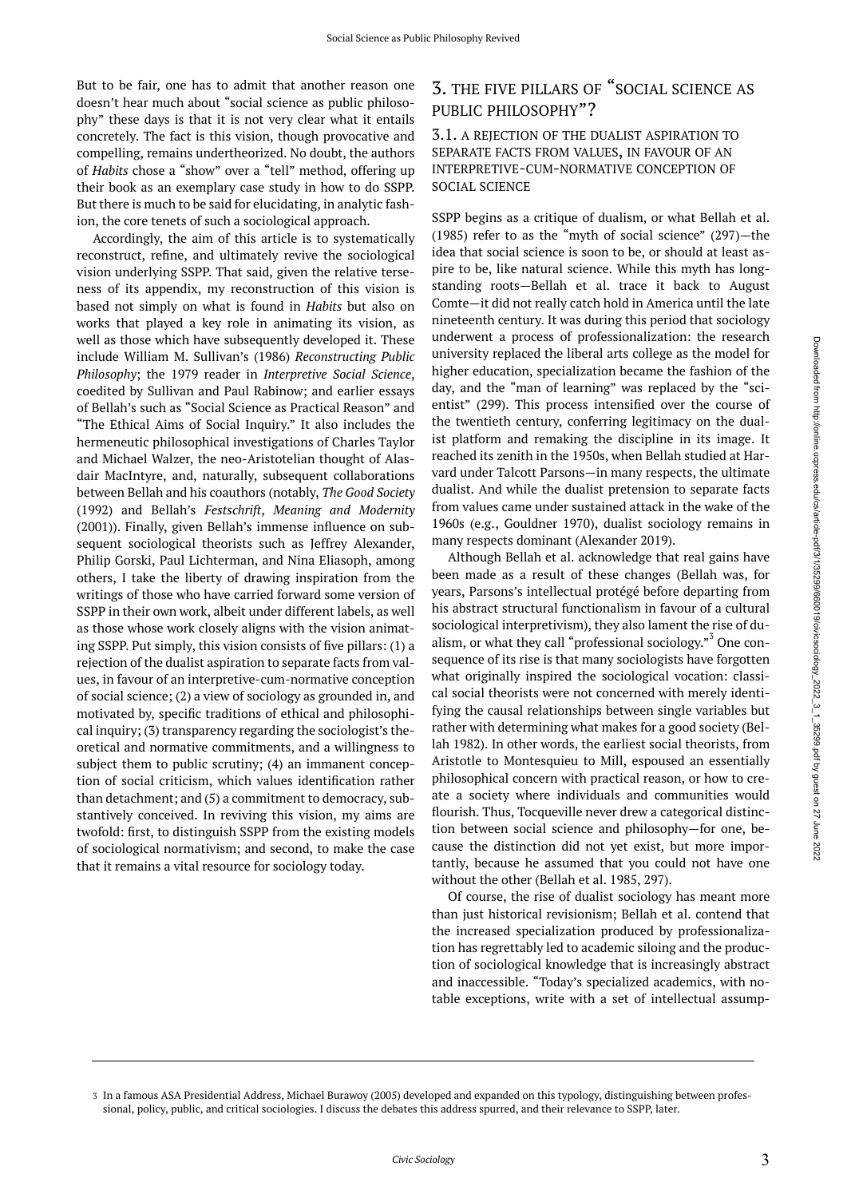But to be fair, one has to admit that another reason one doesn't hear much about "social science as public philosophy" these days is that it is not very clear what it entails concretely. The fact is this vision, though provocative and compelling, remains undertheorized. No doubt, the authors of *Habits* chose a "show" over a "tell" method, offering up their book as an exemplary case study in how to do SSPP. But there is much to be said for elucidating, in analytic fashion, the core tenets of such a sociological approach.

Accordingly, the aim of this article is to systematically reconstruct, refine, and ultimately revive the sociological vision underlying SSPP. That said, given the relative terseness of its appendix, my reconstruction of this vision is based not simply on what is found in *Habits* but also on works that played a key role in animating its vision, as well as those which have subsequently developed it. These include William M. Sullivan's (1986) *Reconstructing Public Philosophy*; the 1979 reader in *Interpretive Social Science*, coedited by Sullivan and Paul Rabinow; and earlier essays of Bellah's such as "Social Science as Practical Reason" and "The Ethical Aims of Social Inquiry." It also includes the hermeneutic philosophical investigations of Charles Taylor and Michael Walzer, the neo-Aristotelian thought of Alasdair MacIntyre, and, naturally, subsequent collaborations between Bellah and his coauthors (notably, *The Good Society* (1992) and Bellah's *Festschrift*, *Meaning and Modernity* (2001)). Finally, given Bellah's immense influence on subsequent sociological theorists such as Jeffrey Alexander, Philip Gorski, Paul Lichterman, and Nina Eliasoph, among others, I take the liberty of drawing inspiration from the writings of those who have carried forward some version of SSPP in their own work, albeit under different labels, as well as those whose work closely aligns with the vision animating SSPP. Put simply, this vision consists of five pillars: (1) a rejection of the dualist aspiration to separate facts from values, in favour of an interpretive-cum-normative conception of social science; (2) a view of sociology as grounded in, and motivated by, specific traditions of ethical and philosophical inquiry; (3) transparency regarding the sociologist's theoretical and normative commitments, and a willingness to subject them to public scrutiny; (4) an immanent conception of social criticism, which values identification rather than detachment; and (5) a commitment to democracy, substantively conceived. In reviving this vision, my aims are twofold: first, to distinguish SSPP from the existing models of sociological normativism; and second, to make the case that it remains a vital resource for sociology today.

## 3. THE FIVE PILLARS OF "SOCIAL SCIENCE AS PUBLIC PHILOSOPHY"?

### 3.1. A REJECTION OF THE DUALIST ASPIRATION TO SEPARATE FACTS FROM VALUES, IN FAVOUR OF AN INTERPRETIVE-CUM-NORMATIVE CONCEPTION OF SOCIAL SCIENCE

SSPP begins as a critique of dualism, or what Bellah et al. (1985) refer to as the "myth of social science" (297)—the idea that social science is soon to be, or should at least aspire to be, like natural science. While this myth has longstanding roots—Bellah et al. trace it back to August Comte—it did not really catch hold in America until the late nineteenth century. It was during this period that sociology underwent a process of professionalization: the research university replaced the liberal arts college as the model for higher education, specialization became the fashion of the day, and the "man of learning" was replaced by the "scientist" (299). This process intensified over the course of the twentieth century, conferring legitimacy on the dualist platform and remaking the discipline in its image. It reached its zenith in the 1950s, when Bellah studied at Harvard under Talcott Parsons—in many respects, the ultimate dualist. And while the dualist pretension to separate facts from values came under sustained attack in the wake of the 1960s (e.g., Gouldner 1970), dualist sociology remains in many respects dominant (Alexander 2019).

Although Bellah et al. acknowledge that real gains have been made as a result of these changes (Bellah was, for years, Parsons's intellectual protégé before departing from his abstract structural functionalism in favour of a cultural sociological interpretivism), they also lament the rise of dualism, or what they call "professional sociology."[3] One consequence of its rise is that many sociologists have forgotten what originally inspired the sociological vocation: classical social theorists were not concerned with merely identifying the causal relationships between single variables but rather with determining what makes for a good society (Bellah 1982). In other words, the earliest social theorists, from Aristotle to Montesquieu to Mill, espoused an essentially philosophical concern with practical reason, or how to create a society where individuals and communities would flourish. Thus, Tocqueville never drew a categorical distinction between social science and philosophy—for one, because the distinction did not yet exist, but more importantly, because he assumed that you could not have one without the other (Bellah et al. 1985, 297).

Of course, the rise of dualist sociology has meant more than just historical revisionism; Bellah et al. contend that the increased specialization produced by professionalization has regrettably led to academic siloing and the production of sociological knowledge that is increasingly abstract and inaccessible. "Today's specialized academics, with notable exceptions, write with a set of intellectual assump-

---

3 In a famous ASA Presidential Address, Michael Burawoy (2005) developed and expanded on this typology, distinguishing between professional, policy, public, and critical sociologies. I discuss the debates this address spurred, and their relevance to SSPP, later.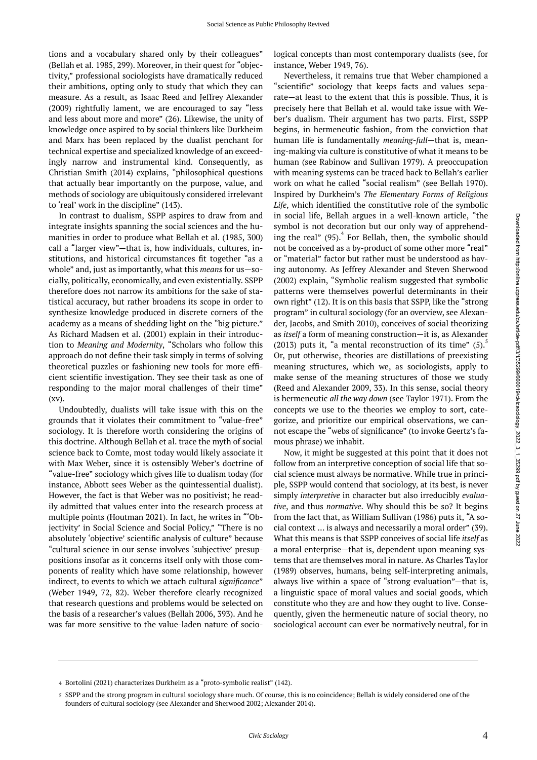tions and a vocabulary shared only by their colleagues" (Bellah et al. 1985, 299). Moreover, in their quest for "objectivity," professional sociologists have dramatically reduced their ambitions, opting only to study that which they can measure. As a result, as Isaac Reed and Jeffrey Alexander (2009) rightfully lament, we are encouraged to say "less and less about more and more" (26). Likewise, the unity of knowledge once aspired to by social thinkers like Durkheim and Marx has been replaced by the dualist penchant for technical expertise and specialized knowledge of an exceedingly narrow and instrumental kind. Consequently, as Christian Smith (2014) explains, "philosophical questions that actually bear importantly on the purpose, value, and methods of sociology are ubiquitously considered irrelevant to 'real' work in the discipline" (143).

In contrast to dualism, SSPP aspires to draw from and integrate insights spanning the social sciences and the humanities in order to produce what Bellah et al. (1985, 300) call a "larger view"—that is, how individuals, cultures, institutions, and historical circumstances fit together "as a whole" and, just as importantly, what this *means* for us—socially, politically, economically, and even existentially. SSPP therefore does not narrow its ambitions for the sake of statistical accuracy, but rather broadens its scope in order to synthesize knowledge produced in discrete corners of the academy as a means of shedding light on the "big picture." As Richard Madsen et al. (2001) explain in their introduction to *Meaning and Modernity*, "Scholars who follow this approach do not define their task simply in terms of solving theoretical puzzles or fashioning new tools for more efficient scientific investigation. They see their task as one of responding to the major moral challenges of their time" (xv).

Undoubtedly, dualists will take issue with this on the grounds that it violates their commitment to "value-free" sociology. It is therefore worth considering the origins of this doctrine. Although Bellah et al. trace the myth of social science back to Comte, most today would likely associate it with Max Weber, since it is ostensibly Weber's doctrine of "value-free" sociology which gives life to dualism today (for instance, Abbott sees Weber as the quintessential dualist). However, the fact is that Weber was no positivist; he readily admitted that values enter into the research process at multiple points (Houtman 2021). In fact, he writes in "'Objectivity' in Social Science and Social Policy," "There is no absolutely 'objective' scientific analysis of culture" because "cultural science in our sense involves 'subjective' presuppositions insofar as it concerns itself only with those components of reality which have some relationship, however indirect, to events to which we attach cultural *significance*" (Weber 1949, 72, 82). Weber therefore clearly recognized that research questions and problems would be selected on the basis of a researcher's values (Bellah 2006, 393). And he was far more sensitive to the value-laden nature of sociological concepts than most contemporary dualists (see, for instance, Weber 1949, 76).

Nevertheless, it remains true that Weber championed a "scientific" sociology that keeps facts and values separate—at least to the extent that this is possible. Thus, it is precisely here that Bellah et al. would take issue with Weber's dualism. Their argument has two parts. First, SSPP begins, in hermeneutic fashion, from the conviction that human life is fundamentally *meaning-full*—that is, meaning-making via culture is constitutive of what it means to be human (see Rabinow and Sullivan 1979). A preoccupation with meaning systems can be traced back to Bellah's earlier work on what he called "social realism" (see Bellah 1970). Inspired by Durkheim's *The Elementary Forms of Religious Life*, which identified the constitutive role of the symbolic in social life, Bellah argues in a well-known article, "the symbol is not decoration but our only way of apprehending the real" (95).[4] For Bellah, then, the symbolic should not be conceived as a by-product of some other more "real" or "material" factor but rather must be understood as having autonomy. As Jeffrey Alexander and Steven Sherwood (2002) explain, "Symbolic realism suggested that symbolic patterns were themselves powerful determinants in their own right" (12). It is on this basis that SSPP, like the "strong program" in cultural sociology (for an overview, see Alexander, Jacobs, and Smith 2010), conceives of social theorizing as *itself* a form of meaning construction—it is, as Alexander (2013) puts it, "a mental reconstruction of its time" (5).[5] Or, put otherwise, theories are distillations of preexisting meaning structures, which we, as sociologists, apply to make sense of the meaning structures of those we study (Reed and Alexander 2009, 33). In this sense, social theory is hermeneutic *all the way down* (see Taylor 1971). From the concepts we use to the theories we employ to sort, categorize, and prioritize our empirical observations, we cannot escape the "webs of significance" (to invoke Geertz's famous phrase) we inhabit.

Now, it might be suggested at this point that it does not follow from an interpretive conception of social life that social science must always be normative. While true in principle, SSPP would contend that sociology, at its best, is never simply *interpretive* in character but also irreducibly *evaluative*, and thus *normative*. Why should this be so? It begins from the fact that, as William Sullivan (1986) puts it, "A social context … is always and necessarily a moral order" (39). What this means is that SSPP conceives of social life *itself* as a moral enterprise—that is, dependent upon meaning systems that are themselves moral in nature. As Charles Taylor (1989) observes, humans, being self-interpreting animals, always live within a space of "strong evaluation"—that is, a linguistic space of moral values and social goods, which constitute who they are and how they ought to live. Consequently, given the hermeneutic nature of social theory, no sociological account can ever be normatively neutral, for in

---

4 Bortolini (2021) characterizes Durkheim as a "proto-symbolic realist" (142).

5 SSPP and the strong program in cultural sociology share much. Of course, this is no coincidence; Bellah is widely considered one of the founders of cultural sociology (see Alexander and Sherwood 2002; Alexander 2014).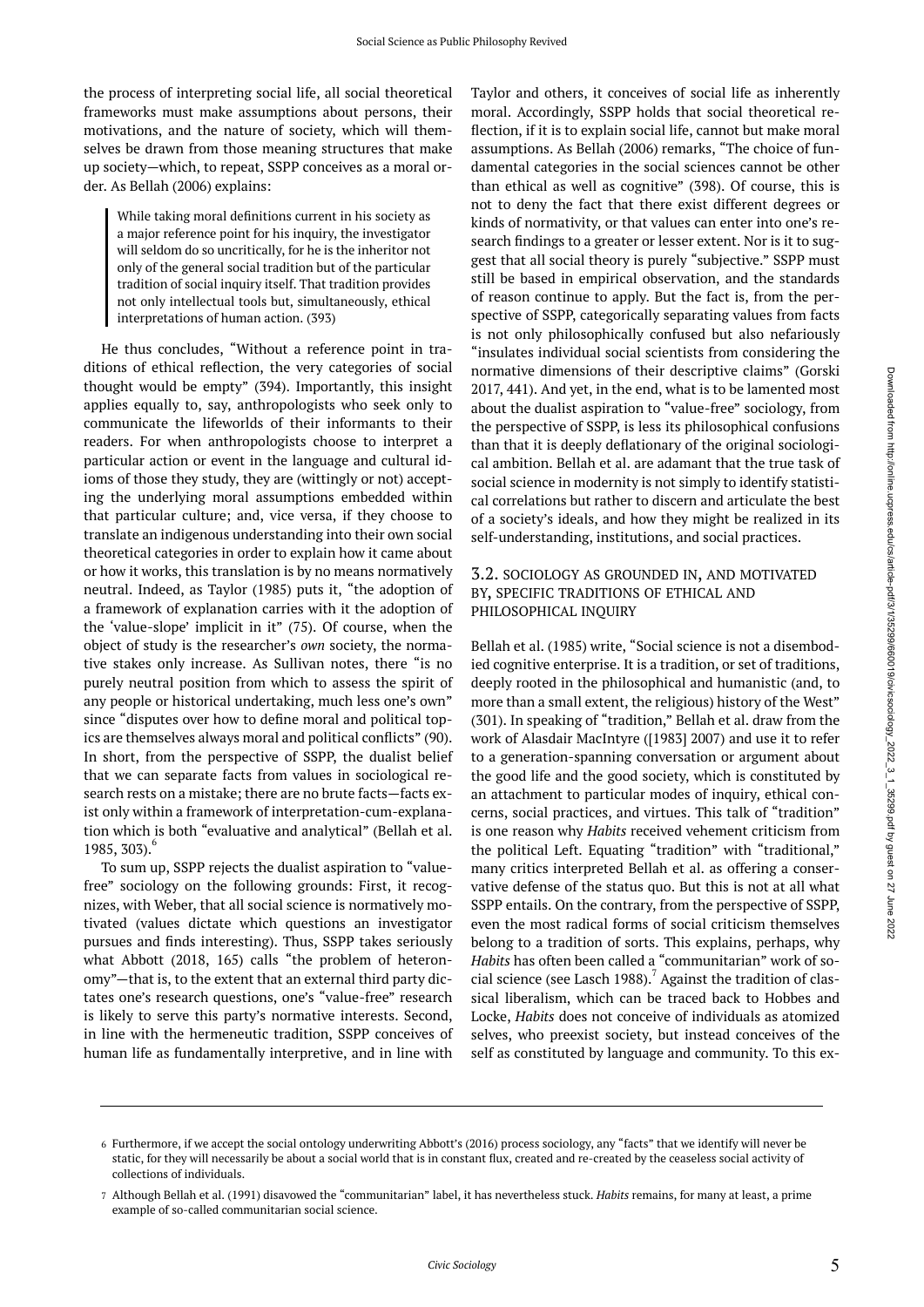the process of interpreting social life, all social theoretical frameworks must make assumptions about persons, their motivations, and the nature of society, which will themselves be drawn from those meaning structures that make up society—which, to repeat, SSPP conceives as a moral order. As Bellah (2006) explains:

> While taking moral definitions current in his society as a major reference point for his inquiry, the investigator will seldom do so uncritically, for he is the inheritor not only of the general social tradition but of the particular tradition of social inquiry itself. That tradition provides not only intellectual tools but, simultaneously, ethical interpretations of human action. (393)

He thus concludes, "Without a reference point in traditions of ethical reflection, the very categories of social thought would be empty" (394). Importantly, this insight applies equally to, say, anthropologists who seek only to communicate the lifeworlds of their informants to their readers. For when anthropologists choose to interpret a particular action or event in the language and cultural idioms of those they study, they are (wittingly or not) accepting the underlying moral assumptions embedded within that particular culture; and, vice versa, if they choose to translate an indigenous understanding into their own social theoretical categories in order to explain how it came about or how it works, this translation is by no means normatively neutral. Indeed, as Taylor (1985) puts it, "the adoption of a framework of explanation carries with it the adoption of the 'value-slope' implicit in it" (75). Of course, when the object of study is the researcher's *own* society, the normative stakes only increase. As Sullivan notes, there "is no purely neutral position from which to assess the spirit of any people or historical undertaking, much less one's own" since "disputes over how to define moral and political topics are themselves always moral and political conflicts" (90). In short, from the perspective of SSPP, the dualist belief that we can separate facts from values in sociological research rests on a mistake; there are no brute facts—facts exist only within a framework of interpretation-cum-explanation which is both "evaluative and analytical" (Bellah et al. 1985, 303).[6]

To sum up, SSPP rejects the dualist aspiration to "value-free" sociology on the following grounds: First, it recognizes, with Weber, that all social science is normatively motivated (values dictate which questions an investigator pursues and finds interesting). Thus, SSPP takes seriously what Abbott (2018, 165) calls "the problem of heteronomy"—that is, to the extent that an external third party dictates one's research questions, one's "value-free" research is likely to serve this party's normative interests. Second, in line with the hermeneutic tradition, SSPP conceives of human life as fundamentally interpretive, and in line with Taylor and others, it conceives of social life as inherently moral. Accordingly, SSPP holds that social theoretical reflection, if it is to explain social life, cannot but make moral assumptions. As Bellah (2006) remarks, "The choice of fundamental categories in the social sciences cannot be other than ethical as well as cognitive" (398). Of course, this is not to deny the fact that there exist different degrees or kinds of normativity, or that values can enter into one's research findings to a greater or lesser extent. Nor is it to suggest that all social theory is purely "subjective." SSPP must still be based in empirical observation, and the standards of reason continue to apply. But the fact is, from the perspective of SSPP, categorically separating values from facts is not only philosophically confused but also nefariously "insulates individual social scientists from considering the normative dimensions of their descriptive claims" (Gorski 2017, 441). And yet, in the end, what is to be lamented most about the dualist aspiration to "value-free" sociology, from the perspective of SSPP, is less its philosophical confusions than that it is deeply deflationary of the original sociological ambition. Bellah et al. are adamant that the true task of social science in modernity is not simply to identify statistical correlations but rather to discern and articulate the best of a society's ideals, and how they might be realized in its self-understanding, institutions, and social practices.

### 3.2. SOCIOLOGY AS GROUNDED IN, AND MOTIVATED BY, SPECIFIC TRADITIONS OF ETHICAL AND PHILOSOPHICAL INQUIRY

Bellah et al. (1985) write, "Social science is not a disembodied cognitive enterprise. It is a tradition, or set of traditions, deeply rooted in the philosophical and humanistic (and, to more than a small extent, the religious) history of the West" (301). In speaking of "tradition," Bellah et al. draw from the work of Alasdair MacIntyre ([1983] 2007) and use it to refer to a generation-spanning conversation or argument about the good life and the good society, which is constituted by an attachment to particular modes of inquiry, ethical concerns, social practices, and virtues. This talk of "tradition" is one reason why *Habits* received vehement criticism from the political Left. Equating "tradition" with "traditional," many critics interpreted Bellah et al. as offering a conservative defense of the status quo. But this is not at all what SSPP entails. On the contrary, from the perspective of SSPP, even the most radical forms of social criticism themselves belong to a tradition of sorts. This explains, perhaps, why *Habits* has often been called a "communitarian" work of social science (see Lasch 1988).[7] Against the tradition of classical liberalism, which can be traced back to Hobbes and Locke, *Habits* does not conceive of individuals as atomized selves, who preexist society, but instead conceives of the self as constituted by language and community. To this ex-

---

6 Furthermore, if we accept the social ontology underwriting Abbott's (2016) process sociology, any "facts" that we identify will never be static, for they will necessarily be about a social world that is in constant flux, created and re-created by the ceaseless social activity of collections of individuals.

7 Although Bellah et al. (1991) disavowed the "communitarian" label, it has nevertheless stuck. *Habits* remains, for many at least, a prime example of so-called communitarian social science.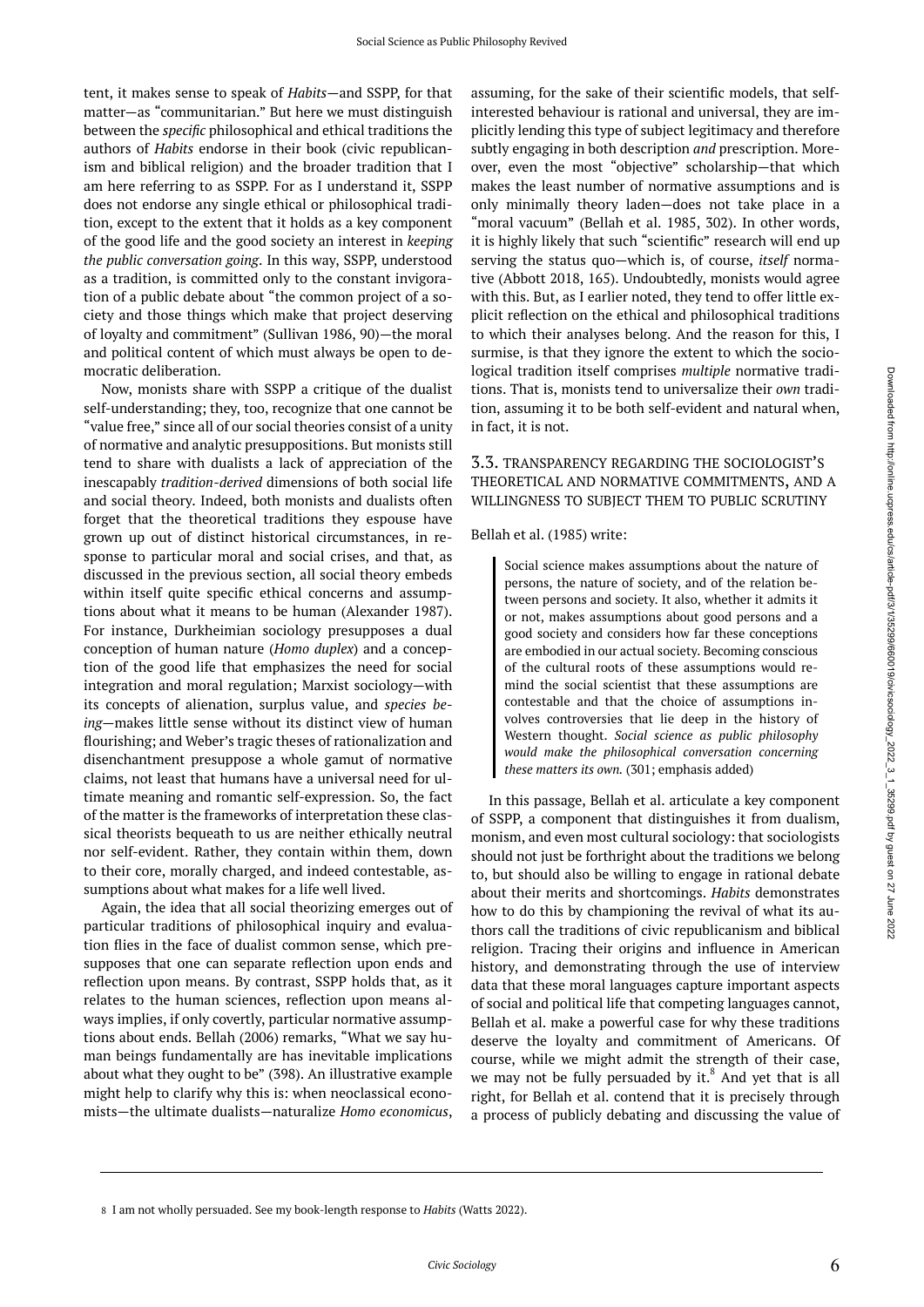tent, it makes sense to speak of *Habits*—and SSPP, for that matter—as "communitarian." But here we must distinguish between the *specific* philosophical and ethical traditions the authors of *Habits* endorse in their book (civic republicanism and biblical religion) and the broader tradition that I am here referring to as SSPP. For as I understand it, SSPP does not endorse any single ethical or philosophical tradition, except to the extent that it holds as a key component of the good life and the good society an interest in *keeping the public conversation going*. In this way, SSPP, understood as a tradition, is committed only to the constant invigoration of a public debate about "the common project of a society and those things which make that project deserving of loyalty and commitment" (Sullivan 1986, 90)—the moral and political content of which must always be open to democratic deliberation.

Now, monists share with SSPP a critique of the dualist self-understanding; they, too, recognize that one cannot be "value free," since all of our social theories consist of a unity of normative and analytic presuppositions. But monists still tend to share with dualists a lack of appreciation of the inescapably *tradition-derived* dimensions of both social life and social theory. Indeed, both monists and dualists often forget that the theoretical traditions they espouse have grown up out of distinct historical circumstances, in response to particular moral and social crises, and that, as discussed in the previous section, all social theory embeds within itself quite specific ethical concerns and assumptions about what it means to be human (Alexander 1987). For instance, Durkheimian sociology presupposes a dual conception of human nature (*Homo duplex*) and a conception of the good life that emphasizes the need for social integration and moral regulation; Marxist sociology—with its concepts of alienation, surplus value, and *species being*—makes little sense without its distinct view of human flourishing; and Weber's tragic theses of rationalization and disenchantment presuppose a whole gamut of normative claims, not least that humans have a universal need for ultimate meaning and romantic self-expression. So, the fact of the matter is the frameworks of interpretation these classical theorists bequeath to us are neither ethically neutral nor self-evident. Rather, they contain within them, down to their core, morally charged, and indeed contestable, assumptions about what makes for a life well lived.

Again, the idea that all social theorizing emerges out of particular traditions of philosophical inquiry and evaluation flies in the face of dualist common sense, which presupposes that one can separate reflection upon ends and reflection upon means. By contrast, SSPP holds that, as it relates to the human sciences, reflection upon means always implies, if only covertly, particular normative assumptions about ends. Bellah (2006) remarks, "What we say human beings fundamentally are has inevitable implications about what they ought to be" (398). An illustrative example might help to clarify why this is: when neoclassical economists—the ultimate dualists—naturalize *Homo economicus*, assuming, for the sake of their scientific models, that self-interested behaviour is rational and universal, they are implicitly lending this type of subject legitimacy and therefore subtly engaging in both description *and* prescription. Moreover, even the most "objective" scholarship—that which makes the least number of normative assumptions and is only minimally theory laden—does not take place in a "moral vacuum" (Bellah et al. 1985, 302). In other words, it is highly likely that such "scientific" research will end up serving the status quo—which is, of course, *itself* normative (Abbott 2018, 165). Undoubtedly, monists would agree with this. But, as I earlier noted, they tend to offer little explicit reflection on the ethical and philosophical traditions to which their analyses belong. And the reason for this, I surmise, is that they ignore the extent to which the sociological tradition itself comprises *multiple* normative traditions. That is, monists tend to universalize their *own* tradition, assuming it to be both self-evident and natural when, in fact, it is not.

### 3.3. TRANSPARENCY REGARDING THE SOCIOLOGIST'S THEORETICAL AND NORMATIVE COMMITMENTS, AND A WILLINGNESS TO SUBJECT THEM TO PUBLIC SCRUTINY

Bellah et al. (1985) write:

> Social science makes assumptions about the nature of persons, the nature of society, and of the relation between persons and society. It also, whether it admits it or not, makes assumptions about good persons and a good society and considers how far these conceptions are embodied in our actual society. Becoming conscious of the cultural roots of these assumptions would remind the social scientist that these assumptions are contestable and that the choice of assumptions involves controversies that lie deep in the history of Western thought. *Social science as public philosophy would make the philosophical conversation concerning these matters its own.* (301; emphasis added)

In this passage, Bellah et al. articulate a key component of SSPP, a component that distinguishes it from dualism, monism, and even most cultural sociology: that sociologists should not just be forthright about the traditions we belong to, but should also be willing to engage in rational debate about their merits and shortcomings. *Habits* demonstrates how to do this by championing the revival of what its authors call the traditions of civic republicanism and biblical religion. Tracing their origins and influence in American history, and demonstrating through the use of interview data that these moral languages capture important aspects of social and political life that competing languages cannot, Bellah et al. make a powerful case for why these traditions deserve the loyalty and commitment of Americans. Of course, while we might admit the strength of their case, we may not be fully persuaded by it.[8] And yet that is all right, for Bellah et al. contend that it is precisely through a process of publicly debating and discussing the value of

---

8 I am not wholly persuaded. See my book-length response to *Habits* (Watts 2022).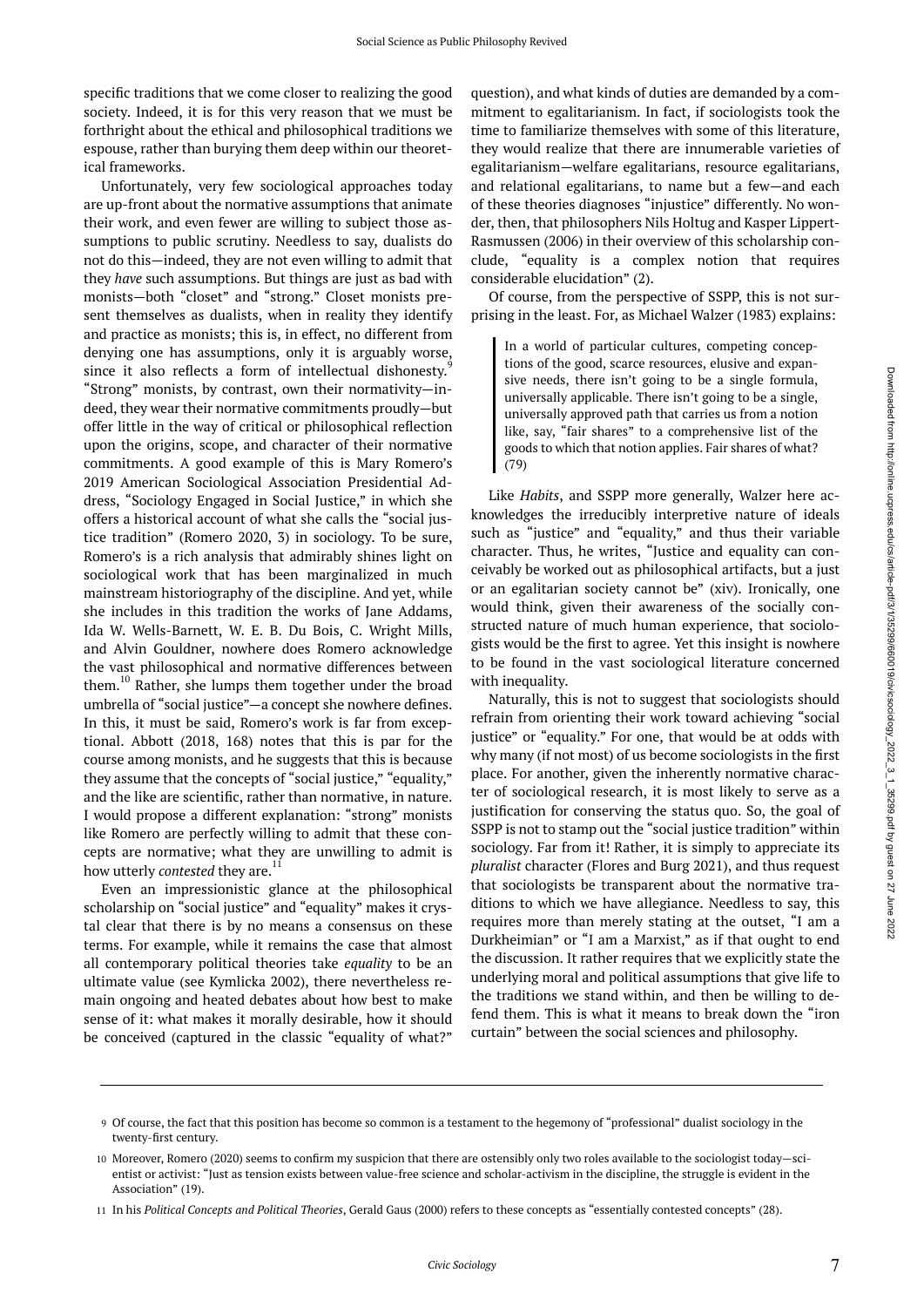specific traditions that we come closer to realizing the good society. Indeed, it is for this very reason that we must be forthright about the ethical and philosophical traditions we espouse, rather than burying them deep within our theoretical frameworks.

Unfortunately, very few sociological approaches today are up-front about the normative assumptions that animate their work, and even fewer are willing to subject those assumptions to public scrutiny. Needless to say, dualists do not do this—indeed, they are not even willing to admit that they *have* such assumptions. But things are just as bad with monists—both "closet" and "strong." Closet monists present themselves as dualists, when in reality they identify and practice as monists; this is, in effect, no different from denying one has assumptions, only it is arguably worse, since it also reflects a form of intellectual dishonesty.[9] "Strong" monists, by contrast, own their normativity—indeed, they wear their normative commitments proudly—but offer little in the way of critical or philosophical reflection upon the origins, scope, and character of their normative commitments. A good example of this is Mary Romero's 2019 American Sociological Association Presidential Address, "Sociology Engaged in Social Justice," in which she offers a historical account of what she calls the "social justice tradition" (Romero 2020, 3) in sociology. To be sure, Romero's is a rich analysis that admirably shines light on sociological work that has been marginalized in much mainstream historiography of the discipline. And yet, while she includes in this tradition the works of Jane Addams, Ida W. Wells-Barnett, W. E. B. Du Bois, C. Wright Mills, and Alvin Gouldner, nowhere does Romero acknowledge the vast philosophical and normative differences between them.[10] Rather, she lumps them together under the broad umbrella of "social justice"—a concept she nowhere defines. In this, it must be said, Romero's work is far from exceptional. Abbott (2018, 168) notes that this is par for the course among monists, and he suggests that this is because they assume that the concepts of "social justice," "equality," and the like are scientific, rather than normative, in nature. I would propose a different explanation: "strong" monists like Romero are perfectly willing to admit that these concepts are normative; what they are unwilling to admit is how utterly *contested* they are.[11]

Even an impressionistic glance at the philosophical scholarship on "social justice" and "equality" makes it crystal clear that there is by no means a consensus on these terms. For example, while it remains the case that almost all contemporary political theories take *equality* to be an ultimate value (see Kymlicka 2002), there nevertheless remain ongoing and heated debates about how best to make sense of it: what makes it morally desirable, how it should be conceived (captured in the classic "equality of what?" question), and what kinds of duties are demanded by a commitment to egalitarianism. In fact, if sociologists took the time to familiarize themselves with some of this literature, they would realize that there are innumerable varieties of egalitarianism—welfare egalitarians, resource egalitarians, and relational egalitarians, to name but a few—and each of these theories diagnoses "injustice" differently. No wonder, then, that philosophers Nils Holtug and Kasper Lippert-Rasmussen (2006) in their overview of this scholarship conclude, "equality is a complex notion that requires considerable elucidation" (2).

Of course, from the perspective of SSPP, this is not surprising in the least. For, as Michael Walzer (1983) explains:

> In a world of particular cultures, competing conceptions of the good, scarce resources, elusive and expansive needs, there isn't going to be a single formula, universally applicable. There isn't going to be a single, universally approved path that carries us from a notion like, say, "fair shares" to a comprehensive list of the goods to which that notion applies. Fair shares of what? (79)

Like *Habits*, and SSPP more generally, Walzer here acknowledges the irreducibly interpretive nature of ideals such as "justice" and "equality," and thus their variable character. Thus, he writes, "Justice and equality can conceivably be worked out as philosophical artifacts, but a just or an egalitarian society cannot be" (xiv). Ironically, one would think, given their awareness of the socially constructed nature of much human experience, that sociologists would be the first to agree. Yet this insight is nowhere to be found in the vast sociological literature concerned with inequality.

Naturally, this is not to suggest that sociologists should refrain from orienting their work toward achieving "social justice" or "equality." For one, that would be at odds with why many (if not most) of us become sociologists in the first place. For another, given the inherently normative character of sociological research, it is most likely to serve as a justification for conserving the status quo. So, the goal of SSPP is not to stamp out the "social justice tradition" within sociology. Far from it! Rather, it is simply to appreciate its *pluralist* character (Flores and Burg 2021), and thus request that sociologists be transparent about the normative traditions to which we have allegiance. Needless to say, this requires more than merely stating at the outset, "I am a Durkheimian" or "I am a Marxist," as if that ought to end the discussion. It rather requires that we explicitly state the underlying moral and political assumptions that give life to the traditions we stand within, and then be willing to defend them. This is what it means to break down the "iron curtain" between the social sciences and philosophy.

---

9 Of course, the fact that this position has become so common is a testament to the hegemony of "professional" dualist sociology in the twenty-first century.

10 Moreover, Romero (2020) seems to confirm my suspicion that there are ostensibly only two roles available to the sociologist today—scientist or activist: "Just as tension exists between value-free science and scholar-activism in the discipline, the struggle is evident in the Association" (19).

11 In his *Political Concepts and Political Theories*, Gerald Gaus (2000) refers to these concepts as "essentially contested concepts" (28).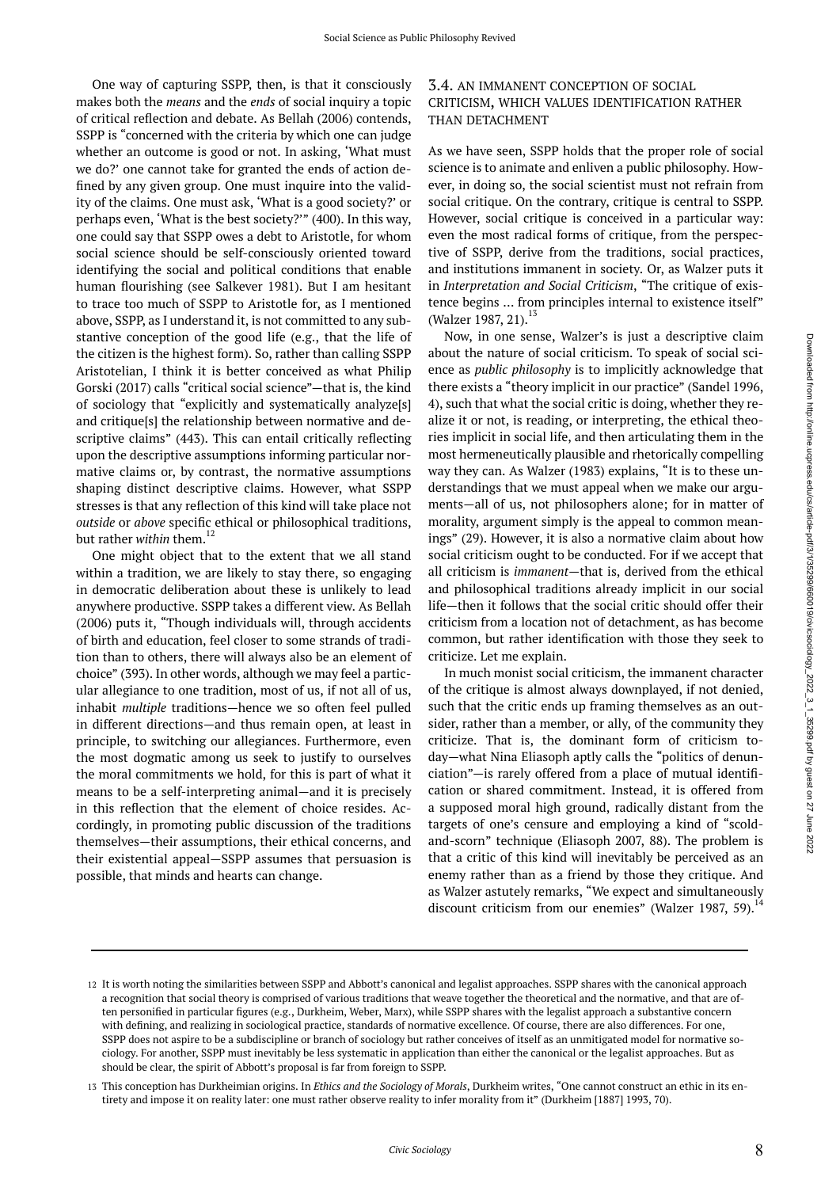One way of capturing SSPP, then, is that it consciously makes both the *means* and the *ends* of social inquiry a topic of critical reflection and debate. As Bellah (2006) contends, SSPP is "concerned with the criteria by which one can judge whether an outcome is good or not. In asking, 'What must we do?' one cannot take for granted the ends of action defined by any given group. One must inquire into the validity of the claims. One must ask, 'What is a good society?' or perhaps even, 'What is the best society?'" (400). In this way, one could say that SSPP owes a debt to Aristotle, for whom social science should be self-consciously oriented toward identifying the social and political conditions that enable human flourishing (see Salkever 1981). But I am hesitant to trace too much of SSPP to Aristotle for, as I mentioned above, SSPP, as I understand it, is not committed to any substantive conception of the good life (e.g., that the life of the citizen is the highest form). So, rather than calling SSPP Aristotelian, I think it is better conceived as what Philip Gorski (2017) calls "critical social science"—that is, the kind of sociology that "explicitly and systematically analyze[s] and critique[s] the relationship between normative and descriptive claims" (443). This can entail critically reflecting upon the descriptive assumptions informing particular normative claims or, by contrast, the normative assumptions shaping distinct descriptive claims. However, what SSPP stresses is that any reflection of this kind will take place not *outside* or *above* specific ethical or philosophical traditions, but rather *within* them.[12]

One might object that to the extent that we all stand within a tradition, we are likely to stay there, so engaging in democratic deliberation about these is unlikely to lead anywhere productive. SSPP takes a different view. As Bellah (2006) puts it, "Though individuals will, through accidents of birth and education, feel closer to some strands of tradition than to others, there will always also be an element of choice" (393). In other words, although we may feel a particular allegiance to one tradition, most of us, if not all of us, inhabit *multiple* traditions—hence we so often feel pulled in different directions—and thus remain open, at least in principle, to switching our allegiances. Furthermore, even the most dogmatic among us seek to justify to ourselves the moral commitments we hold, for this is part of what it means to be a self-interpreting animal—and it is precisely in this reflection that the element of choice resides. Accordingly, in promoting public discussion of the traditions themselves—their assumptions, their ethical concerns, and their existential appeal—SSPP assumes that persuasion is possible, that minds and hearts can change.

### 3.4. AN IMMANENT CONCEPTION OF SOCIAL CRITICISM, WHICH VALUES IDENTIFICATION RATHER THAN DETACHMENT

As we have seen, SSPP holds that the proper role of social science is to animate and enliven a public philosophy. However, in doing so, the social scientist must not refrain from social critique. On the contrary, critique is central to SSPP. However, social critique is conceived in a particular way: even the most radical forms of critique, from the perspective of SSPP, derive from the traditions, social practices, and institutions immanent in society. Or, as Walzer puts it in *Interpretation and Social Criticism*, "The critique of existence begins ... from principles internal to existence itself" (Walzer 1987, 21).[13]

Now, in one sense, Walzer's is just a descriptive claim about the nature of social criticism. To speak of social science as *public philosophy* is to implicitly acknowledge that there exists a "theory implicit in our practice" (Sandel 1996, 4), such that what the social critic is doing, whether they realize it or not, is reading, or interpreting, the ethical theories implicit in social life, and then articulating them in the most hermeneutically plausible and rhetorically compelling way they can. As Walzer (1983) explains, "It is to these understandings that we must appeal when we make our arguments—all of us, not philosophers alone; for in matter of morality, argument simply is the appeal to common meanings" (29). However, it is also a normative claim about how social criticism ought to be conducted. For if we accept that all criticism is *immanent*—that is, derived from the ethical and philosophical traditions already implicit in our social life—then it follows that the social critic should offer their criticism from a location not of detachment, as has become common, but rather identification with those they seek to criticize. Let me explain.

In much monist social criticism, the immanent character of the critique is almost always downplayed, if not denied, such that the critic ends up framing themselves as an outsider, rather than a member, or ally, of the community they criticize. That is, the dominant form of criticism today—what Nina Eliasoph aptly calls the "politics of denunciation"—is rarely offered from a place of mutual identification or shared commitment. Instead, it is offered from a supposed moral high ground, radically distant from the targets of one's censure and employing a kind of "scold-and-scorn" technique (Eliasoph 2007, 88). The problem is that a critic of this kind will inevitably be perceived as an enemy rather than as a friend by those they critique. And as Walzer astutely remarks, "We expect and simultaneously discount criticism from our enemies" (Walzer 1987, 59).[14]

---

12 It is worth noting the similarities between SSPP and Abbott's canonical and legalist approaches. SSPP shares with the canonical approach a recognition that social theory is comprised of various traditions that weave together the theoretical and the normative, and that are often personified in particular figures (e.g., Durkheim, Weber, Marx), while SSPP shares with the legalist approach a substantive concern with defining, and realizing in sociological practice, standards of normative excellence. Of course, there are also differences. For one, SSPP does not aspire to be a subdiscipline or branch of sociology but rather conceives of itself as an unmitigated model for normative sociology. For another, SSPP must inevitably be less systematic in application than either the canonical or the legalist approaches. But as should be clear, the spirit of Abbott's proposal is far from foreign to SSPP.

13 This conception has Durkheimian origins. In *Ethics and the Sociology of Morals*, Durkheim writes, "One cannot construct an ethic in its entirety and impose it on reality later: one must rather observe reality to infer morality from it" (Durkheim [1887] 1993, 70).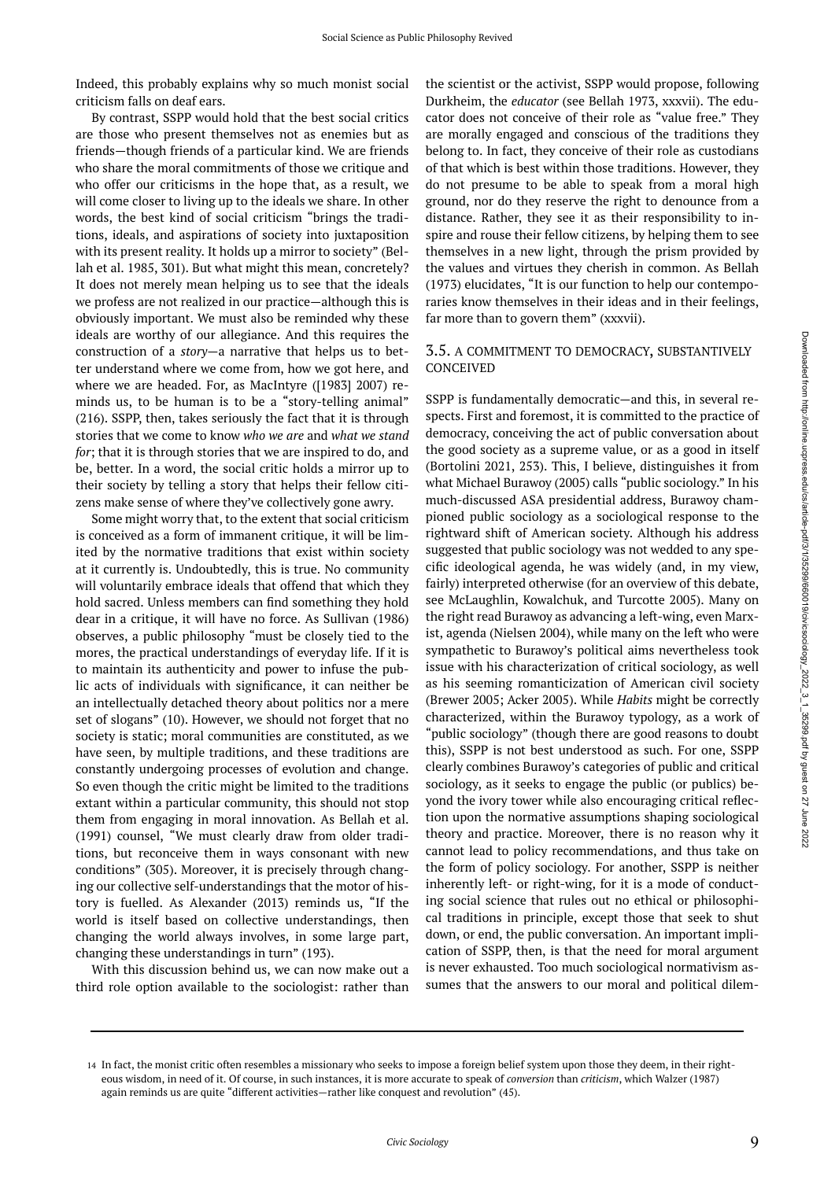Indeed, this probably explains why so much monist social criticism falls on deaf ears.

By contrast, SSPP would hold that the best social critics are those who present themselves not as enemies but as friends—though friends of a particular kind. We are friends who share the moral commitments of those we critique and who offer our criticisms in the hope that, as a result, we will come closer to living up to the ideals we share. In other words, the best kind of social criticism "brings the traditions, ideals, and aspirations of society into juxtaposition with its present reality. It holds up a mirror to society" (Bellah et al. 1985, 301). But what might this mean, concretely? It does not merely mean helping us to see that the ideals we profess are not realized in our practice—although this is obviously important. We must also be reminded why these ideals are worthy of our allegiance. And this requires the construction of a *story*—a narrative that helps us to better understand where we come from, how we got here, and where we are headed. For, as MacIntyre ([1983] 2007) reminds us, to be human is to be a "story-telling animal" (216). SSPP, then, takes seriously the fact that it is through stories that we come to know *who we are* and *what we stand for*; that it is through stories that we are inspired to do, and be, better. In a word, the social critic holds a mirror up to their society by telling a story that helps their fellow citizens make sense of where they've collectively gone awry.

Some might worry that, to the extent that social criticism is conceived as a form of immanent critique, it will be limited by the normative traditions that exist within society at it currently is. Undoubtedly, this is true. No community will voluntarily embrace ideals that offend that which they hold sacred. Unless members can find something they hold dear in a critique, it will have no force. As Sullivan (1986) observes, a public philosophy "must be closely tied to the mores, the practical understandings of everyday life. If it is to maintain its authenticity and power to infuse the public acts of individuals with significance, it can neither be an intellectually detached theory about politics nor a mere set of slogans" (10). However, we should not forget that no society is static; moral communities are constituted, as we have seen, by multiple traditions, and these traditions are constantly undergoing processes of evolution and change. So even though the critic might be limited to the traditions extant within a particular community, this should not stop them from engaging in moral innovation. As Bellah et al. (1991) counsel, "We must clearly draw from older traditions, but reconceive them in ways consonant with new conditions" (305). Moreover, it is precisely through changing our collective self-understandings that the motor of history is fuelled. As Alexander (2013) reminds us, "If the world is itself based on collective understandings, then changing the world always involves, in some large part, changing these understandings in turn" (193).

With this discussion behind us, we can now make out a third role option available to the sociologist: rather than the scientist or the activist, SSPP would propose, following Durkheim, the *educator* (see Bellah 1973, xxxvii). The educator does not conceive of their role as "value free." They are morally engaged and conscious of the traditions they belong to. In fact, they conceive of their role as custodians of that which is best within those traditions. However, they do not presume to be able to speak from a moral high ground, nor do they reserve the right to denounce from a distance. Rather, they see it as their responsibility to inspire and rouse their fellow citizens, by helping them to see themselves in a new light, through the prism provided by the values and virtues they cherish in common. As Bellah (1973) elucidates, "It is our function to help our contemporaries know themselves in their ideas and in their feelings, far more than to govern them" (xxxvii).

### 3.5. A COMMITMENT TO DEMOCRACY, SUBSTANTIVELY CONCEIVED

SSPP is fundamentally democratic—and this, in several respects. First and foremost, it is committed to the practice of democracy, conceiving the act of public conversation about the good society as a supreme value, or as a good in itself (Bortolini 2021, 253). This, I believe, distinguishes it from what Michael Burawoy (2005) calls "public sociology." In his much-discussed ASA presidential address, Burawoy championed public sociology as a sociological response to the rightward shift of American society. Although his address suggested that public sociology was not wedded to any specific ideological agenda, he was widely (and, in my view, fairly) interpreted otherwise (for an overview of this debate, see McLaughlin, Kowalchuk, and Turcotte 2005). Many on the right read Burawoy as advancing a left-wing, even Marxist, agenda (Nielsen 2004), while many on the left who were sympathetic to Burawoy's political aims nevertheless took issue with his characterization of critical sociology, as well as his seeming romanticization of American civil society (Brewer 2005; Acker 2005). While *Habits* might be correctly characterized, within the Burawoy typology, as a work of "public sociology" (though there are good reasons to doubt this), SSPP is not best understood as such. For one, SSPP clearly combines Burawoy's categories of public and critical sociology, as it seeks to engage the public (or publics) beyond the ivory tower while also encouraging critical reflection upon the normative assumptions shaping sociological theory and practice. Moreover, there is no reason why it cannot lead to policy recommendations, and thus take on the form of policy sociology. For another, SSPP is neither inherently left- or right-wing, for it is a mode of conducting social science that rules out no ethical or philosophical traditions in principle, except those that seek to shut down, or end, the public conversation. An important implication of SSPP, then, is that the need for moral argument is never exhausted. Too much sociological normativism assumes that the answers to our moral and political dilem-

---

14 In fact, the monist critic often resembles a missionary who seeks to impose a foreign belief system upon those they deem, in their righteous wisdom, in need of it. Of course, in such instances, it is more accurate to speak of *conversion* than *criticism*, which Walzer (1987) again reminds us are quite "different activities—rather like conquest and revolution" (45).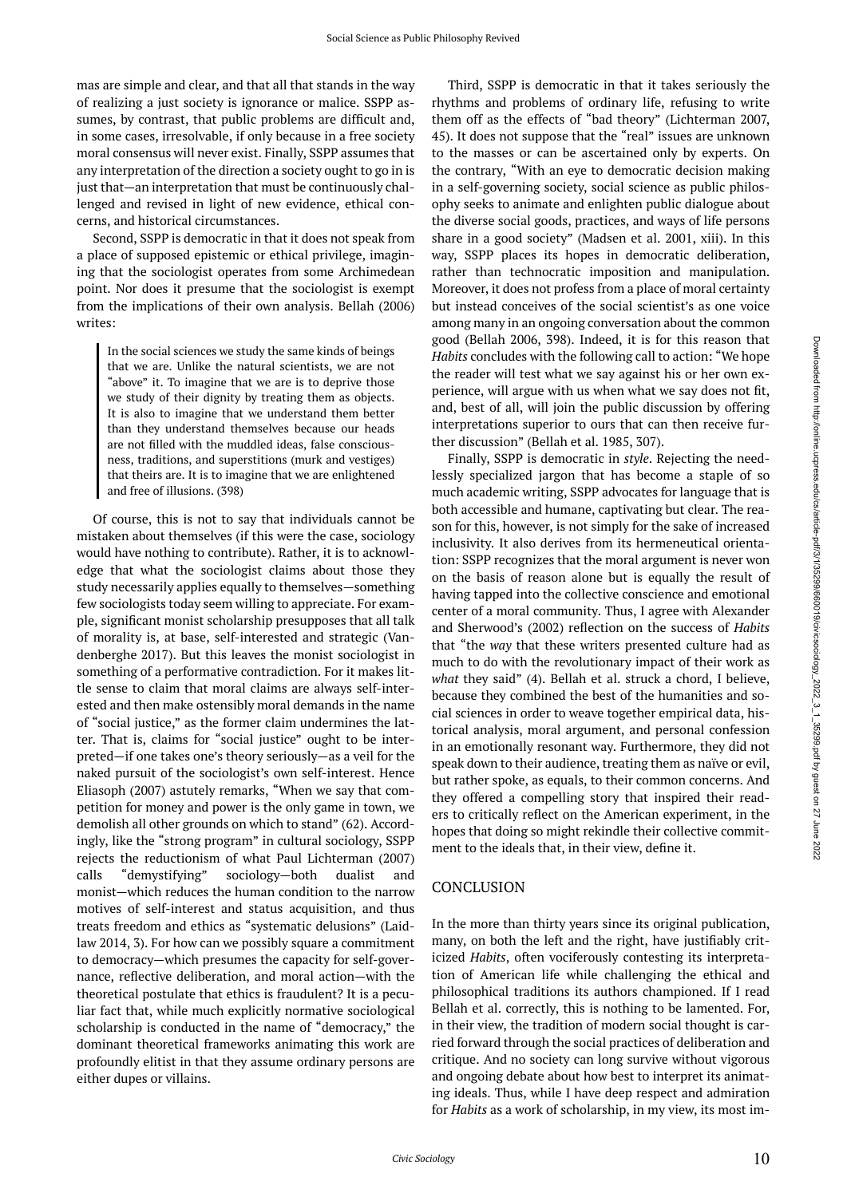mas are simple and clear, and that all that stands in the way of realizing a just society is ignorance or malice. SSPP assumes, by contrast, that public problems are difficult and, in some cases, irresolvable, if only because in a free society moral consensus will never exist. Finally, SSPP assumes that any interpretation of the direction a society ought to go in is just that—an interpretation that must be continuously challenged and revised in light of new evidence, ethical concerns, and historical circumstances.

Second, SSPP is democratic in that it does not speak from a place of supposed epistemic or ethical privilege, imagining that the sociologist operates from some Archimedean point. Nor does it presume that the sociologist is exempt from the implications of their own analysis. Bellah (2006) writes:

> In the social sciences we study the same kinds of beings that we are. Unlike the natural scientists, we are not "above" it. To imagine that we are is to deprive those we study of their dignity by treating them as objects. It is also to imagine that we understand them better than they understand themselves because our heads are not filled with the muddled ideas, false consciousness, traditions, and superstitions (murk and vestiges) that theirs are. It is to imagine that we are enlightened and free of illusions. (398)

Of course, this is not to say that individuals cannot be mistaken about themselves (if this were the case, sociology would have nothing to contribute). Rather, it is to acknowledge that what the sociologist claims about those they study necessarily applies equally to themselves—something few sociologists today seem willing to appreciate. For example, significant monist scholarship presupposes that all talk of morality is, at base, self-interested and strategic (Vandenberghe 2017). But this leaves the monist sociologist in something of a performative contradiction. For it makes little sense to claim that moral claims are always self-interested and then make ostensibly moral demands in the name of "social justice," as the former claim undermines the latter. That is, claims for "social justice" ought to be interpreted—if one takes one's theory seriously—as a veil for the naked pursuit of the sociologist's own self-interest. Hence Eliasoph (2007) astutely remarks, "When we say that competition for money and power is the only game in town, we demolish all other grounds on which to stand" (62). Accordingly, like the "strong program" in cultural sociology, SSPP rejects the reductionism of what Paul Lichterman (2007) calls "demystifying" sociology—both dualist and monist—which reduces the human condition to the narrow motives of self-interest and status acquisition, and thus treats freedom and ethics as "systematic delusions" (Laidlaw 2014, 3). For how can we possibly square a commitment to democracy—which presumes the capacity for self-governance, reflective deliberation, and moral action—with the theoretical postulate that ethics is fraudulent? It is a peculiar fact that, while much explicitly normative sociological scholarship is conducted in the name of "democracy," the dominant theoretical frameworks animating this work are profoundly elitist in that they assume ordinary persons are either dupes or villains.

Third, SSPP is democratic in that it takes seriously the rhythms and problems of ordinary life, refusing to write them off as the effects of "bad theory" (Lichterman 2007, 45). It does not suppose that the "real" issues are unknown to the masses or can be ascertained only by experts. On the contrary, "With an eye to democratic decision making in a self-governing society, social science as public philosophy seeks to animate and enlighten public dialogue about the diverse social goods, practices, and ways of life persons share in a good society" (Madsen et al. 2001, xiii). In this way, SSPP places its hopes in democratic deliberation, rather than technocratic imposition and manipulation. Moreover, it does not profess from a place of moral certainty but instead conceives of the social scientist's as one voice among many in an ongoing conversation about the common good (Bellah 2006, 398). Indeed, it is for this reason that *Habits* concludes with the following call to action: "We hope the reader will test what we say against his or her own experience, will argue with us when what we say does not fit, and, best of all, will join the public discussion by offering interpretations superior to ours that can then receive further discussion" (Bellah et al. 1985, 307).

Finally, SSPP is democratic in *style*. Rejecting the needlessly specialized jargon that has become a staple of so much academic writing, SSPP advocates for language that is both accessible and humane, captivating but clear. The reason for this, however, is not simply for the sake of increased inclusivity. It also derives from its hermeneutical orientation: SSPP recognizes that the moral argument is never won on the basis of reason alone but is equally the result of having tapped into the collective conscience and emotional center of a moral community. Thus, I agree with Alexander and Sherwood's (2002) reflection on the success of *Habits* that "the *way* that these writers presented culture had as much to do with the revolutionary impact of their work as *what* they said" (4). Bellah et al. struck a chord, I believe, because they combined the best of the humanities and social sciences in order to weave together empirical data, historical analysis, moral argument, and personal confession in an emotionally resonant way. Furthermore, they did not speak down to their audience, treating them as naïve or evil, but rather spoke, as equals, to their common concerns. And they offered a compelling story that inspired their readers to critically reflect on the American experiment, in the hopes that doing so might rekindle their collective commitment to the ideals that, in their view, define it.

## CONCLUSION

In the more than thirty years since its original publication, many, on both the left and the right, have justifiably criticized *Habits*, often vociferously contesting its interpretation of American life while challenging the ethical and philosophical traditions its authors championed. If I read Bellah et al. correctly, this is nothing to be lamented. For, in their view, the tradition of modern social thought is carried forward through the social practices of deliberation and critique. And no society can long survive without vigorous and ongoing debate about how best to interpret its animating ideals. Thus, while I have deep respect and admiration for *Habits* as a work of scholarship, in my view, its most im-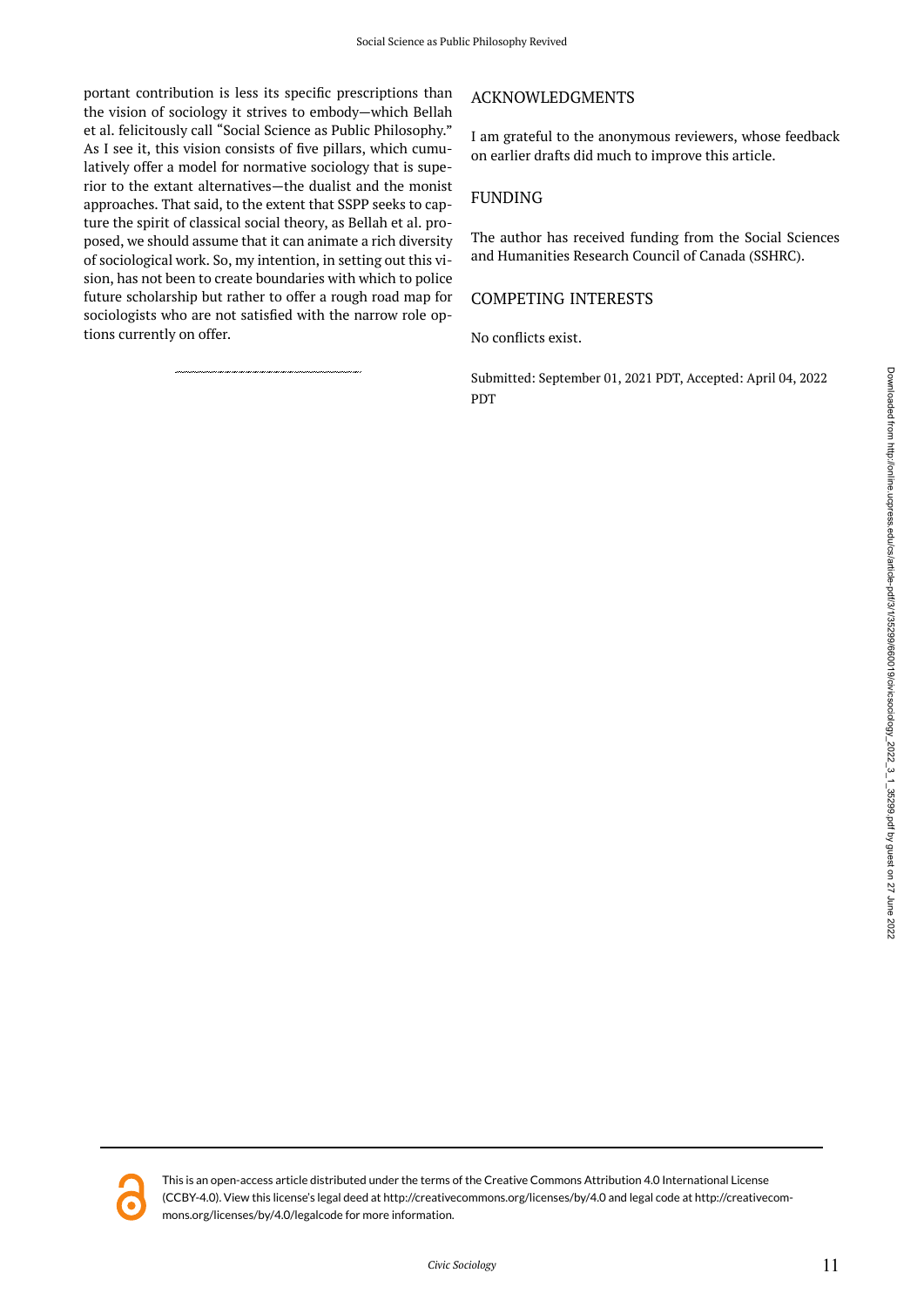portant contribution is less its specific prescriptions than the vision of sociology it strives to embody—which Bellah et al. felicitously call "Social Science as Public Philosophy." As I see it, this vision consists of five pillars, which cumulatively offer a model for normative sociology that is superior to the extant alternatives—the dualist and the monist approaches. That said, to the extent that SSPP seeks to capture the spirit of classical social theory, as Bellah et al. proposed, we should assume that it can animate a rich diversity of sociological work. So, my intention, in setting out this vision, has not been to create boundaries with which to police future scholarship but rather to offer a rough road map for sociologists who are not satisfied with the narrow role options currently on offer.

## ACKNOWLEDGMENTS

I am grateful to the anonymous reviewers, whose feedback on earlier drafts did much to improve this article.

## FUNDING

The author has received funding from the Social Sciences and Humanities Research Council of Canada (SSHRC).

## COMPETING INTERESTS

No conflicts exist.

Submitted: September 01, 2021 PDT, Accepted: April 04, 2022 PDT

This is an open-access article distributed under the terms of the Creative Commons Attribution 4.0 International License (CCBY-4.0). View this license's legal deed at http://creativecommons.org/licenses/by/4.0 and legal code at http://creativecommons.org/licenses/by/4.0/legalcode for more information.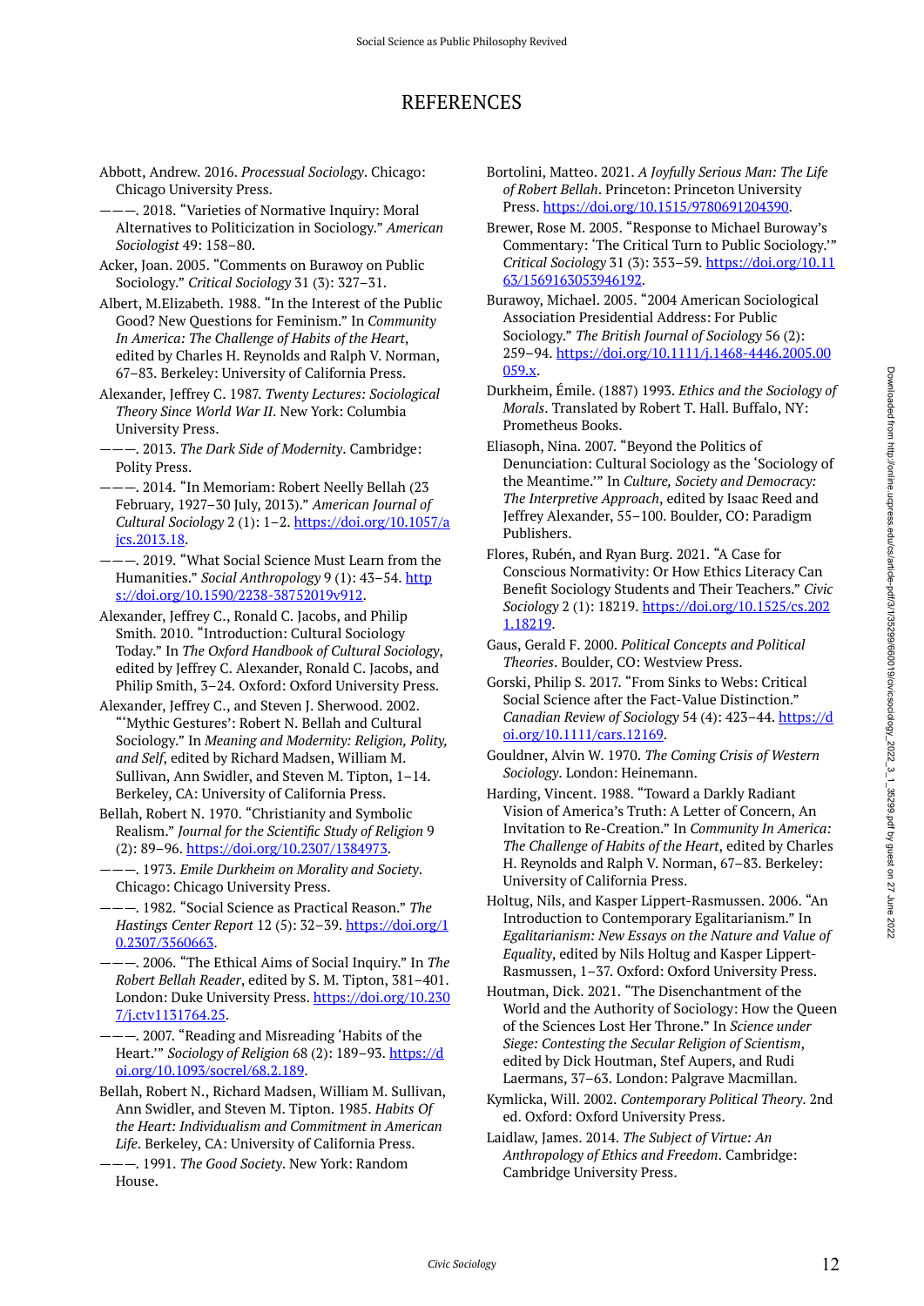# REFERENCES

Abbott, Andrew. 2016. *Processual Sociology*. Chicago: Chicago University Press.

———. 2018. "Varieties of Normative Inquiry: Moral Alternatives to Politicization in Sociology." *American Sociologist* 49: 158–80.

Acker, Joan. 2005. "Comments on Burawoy on Public Sociology." *Critical Sociology* 31 (3): 327–31.

Albert, M.Elizabeth. 1988. "In the Interest of the Public Good? New Questions for Feminism." In *Community In America: The Challenge of Habits of the Heart*, edited by Charles H. Reynolds and Ralph V. Norman, 67–83. Berkeley: University of California Press.

Alexander, Jeffrey C. 1987. *Twenty Lectures: Sociological Theory Since World War II*. New York: Columbia University Press.

———. 2013. *The Dark Side of Modernity*. Cambridge: Polity Press.

———. 2014. "In Memoriam: Robert Neelly Bellah (23 February, 1927–30 July, 2013)." *American Journal of Cultural Sociology* 2 (1): 1–2. https://doi.org/10.1057/ajcs.2013.18.

———. 2019. "What Social Science Must Learn from the Humanities." *Social Anthropology* 9 (1): 43–54. https://doi.org/10.1590/2238-38752019v912.

Alexander, Jeffrey C., Ronald C. Jacobs, and Philip Smith. 2010. "Introduction: Cultural Sociology Today." In *The Oxford Handbook of Cultural Sociology*, edited by Jeffrey C. Alexander, Ronald C. Jacobs, and Philip Smith, 3–24. Oxford: Oxford University Press.

Alexander, Jeffrey C., and Steven J. Sherwood. 2002. "'Mythic Gestures': Robert N. Bellah and Cultural Sociology." In *Meaning and Modernity: Religion, Polity, and Self*, edited by Richard Madsen, William M. Sullivan, Ann Swidler, and Steven M. Tipton, 1–14. Berkeley, CA: University of California Press.

Bellah, Robert N. 1970. "Christianity and Symbolic Realism." *Journal for the Scientific Study of Religion* 9 (2): 89–96. https://doi.org/10.2307/1384973.

———. 1973. *Emile Durkheim on Morality and Society*. Chicago: Chicago University Press.

———. 1982. "Social Science as Practical Reason." *The Hastings Center Report* 12 (5): 32–39. https://doi.org/10.2307/3560663.

———. 2006. "The Ethical Aims of Social Inquiry." In *The Robert Bellah Reader*, edited by S. M. Tipton, 381–401. London: Duke University Press. https://doi.org/10.2307/j.ctv1131764.25.

———. 2007. "Reading and Misreading 'Habits of the Heart.'" *Sociology of Religion* 68 (2): 189–93. https://doi.org/10.1093/socrel/68.2.189.

Bellah, Robert N., Richard Madsen, William M. Sullivan, Ann Swidler, and Steven M. Tipton. 1985. *Habits Of the Heart: Individualism and Commitment in American Life*. Berkeley, CA: University of California Press.

———. 1991. *The Good Society*. New York: Random House.

Bortolini, Matteo. 2021. *A Joyfully Serious Man: The Life of Robert Bellah*. Princeton: Princeton University Press. https://doi.org/10.1515/9780691204390.

Brewer, Rose M. 2005. "Response to Michael Buroway's Commentary: 'The Critical Turn to Public Sociology.'" *Critical Sociology* 31 (3): 353–59. https://doi.org/10.1163/1569163053946192.

Burawoy, Michael. 2005. "2004 American Sociological Association Presidential Address: For Public Sociology." *The British Journal of Sociology* 56 (2): 259–94. https://doi.org/10.1111/j.1468-4446.2005.00059.x.

Durkheim, Émile. (1887) 1993. *Ethics and the Sociology of Morals*. Translated by Robert T. Hall. Buffalo, NY: Prometheus Books.

Eliasoph, Nina. 2007. "Beyond the Politics of Denunciation: Cultural Sociology as the 'Sociology of the Meantime.'" In *Culture, Society and Democracy: The Interpretive Approach*, edited by Isaac Reed and Jeffrey Alexander, 55–100. Boulder, CO: Paradigm Publishers.

Flores, Rubén, and Ryan Burg. 2021. "A Case for Conscious Normativity: Or How Ethics Literacy Can Benefit Sociology Students and Their Teachers." *Civic Sociology* 2 (1): 18219. https://doi.org/10.1525/cs.2021.18219.

Gaus, Gerald F. 2000. *Political Concepts and Political Theories*. Boulder, CO: Westview Press.

Gorski, Philip S. 2017. "From Sinks to Webs: Critical Social Science after the Fact-Value Distinction." *Canadian Review of Sociology* 54 (4): 423–44. https://doi.org/10.1111/cars.12169.

Gouldner, Alvin W. 1970. *The Coming Crisis of Western Sociology*. London: Heinemann.

Harding, Vincent. 1988. "Toward a Darkly Radiant Vision of America's Truth: A Letter of Concern, An Invitation to Re-Creation." In *Community In America: The Challenge of Habits of the Heart*, edited by Charles H. Reynolds and Ralph V. Norman, 67–83. Berkeley: University of California Press.

Holtug, Nils, and Kasper Lippert-Rasmussen. 2006. "An Introduction to Contemporary Egalitarianism." In *Egalitarianism: New Essays on the Nature and Value of Equality*, edited by Nils Holtug and Kasper Lippert-Rasmussen, 1–37. Oxford: Oxford University Press.

Houtman, Dick. 2021. "The Disenchantment of the World and the Authority of Sociology: How the Queen of the Sciences Lost Her Throne." In *Science under Siege: Contesting the Secular Religion of Scientism*, edited by Dick Houtman, Stef Aupers, and Rudi Laermans, 37–63. London: Palgrave Macmillan.

Kymlicka, Will. 2002. *Contemporary Political Theory*. 2nd ed. Oxford: Oxford University Press.

Laidlaw, James. 2014. *The Subject of Virtue: An Anthropology of Ethics and Freedom*. Cambridge: Cambridge University Press.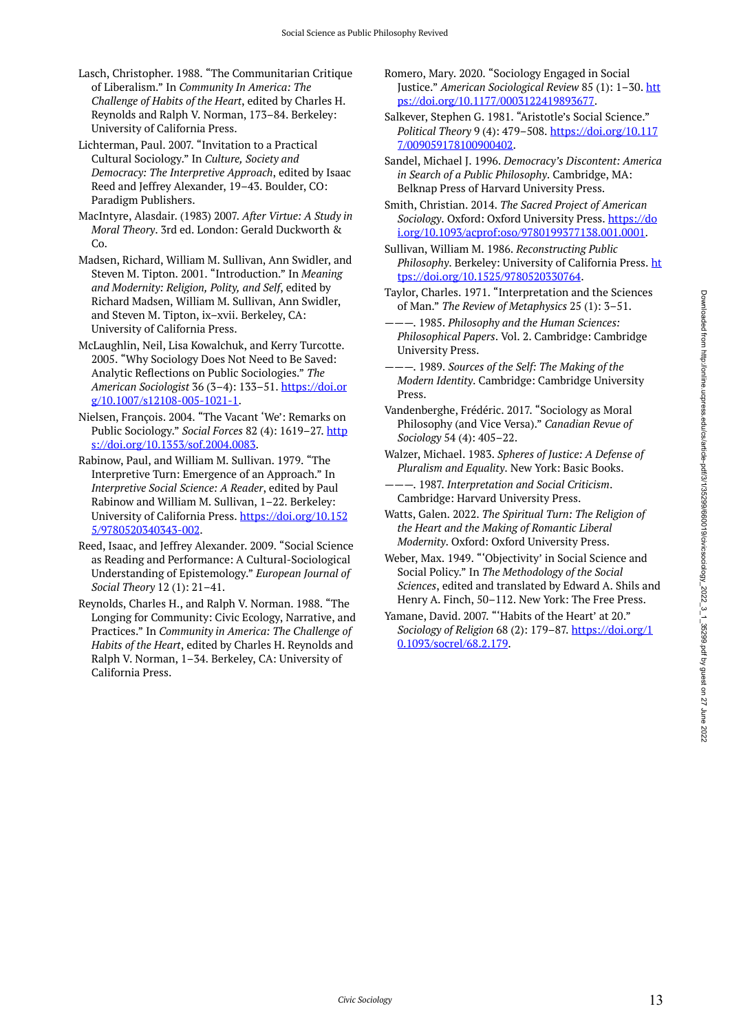Lasch, Christopher. 1988. "The Communitarian Critique of Liberalism." In *Community In America: The Challenge of Habits of the Heart*, edited by Charles H. Reynolds and Ralph V. Norman, 173–84. Berkeley: University of California Press.

Lichterman, Paul. 2007. "Invitation to a Practical Cultural Sociology." In *Culture, Society and Democracy: The Interpretive Approach*, edited by Isaac Reed and Jeffrey Alexander, 19–43. Boulder, CO: Paradigm Publishers.

MacIntyre, Alasdair. (1983) 2007. *After Virtue: A Study in Moral Theory*. 3rd ed. London: Gerald Duckworth & Co.

Madsen, Richard, William M. Sullivan, Ann Swidler, and Steven M. Tipton. 2001. "Introduction." In *Meaning and Modernity: Religion, Polity, and Self*, edited by Richard Madsen, William M. Sullivan, Ann Swidler, and Steven M. Tipton, ix–xvii. Berkeley, CA: University of California Press.

McLaughlin, Neil, Lisa Kowalchuk, and Kerry Turcotte. 2005. "Why Sociology Does Not Need to Be Saved: Analytic Reflections on Public Sociologies." *The American Sociologist* 36 (3–4): 133–51. https://doi.org/10.1007/s12108-005-1021-1.

Nielsen, François. 2004. "The Vacant 'We': Remarks on Public Sociology." *Social Forces* 82 (4): 1619–27. https://doi.org/10.1353/sof.2004.0083.

Rabinow, Paul, and William M. Sullivan. 1979. "The Interpretive Turn: Emergence of an Approach." In *Interpretive Social Science: A Reader*, edited by Paul Rabinow and William M. Sullivan, 1–22. Berkeley: University of California Press. https://doi.org/10.1525/9780520340343-002.

Reed, Isaac, and Jeffrey Alexander. 2009. "Social Science as Reading and Performance: A Cultural-Sociological Understanding of Epistemology." *European Journal of Social Theory* 12 (1): 21–41.

Reynolds, Charles H., and Ralph V. Norman. 1988. "The Longing for Community: Civic Ecology, Narrative, and Practices." In *Community in America: The Challenge of Habits of the Heart*, edited by Charles H. Reynolds and Ralph V. Norman, 1–34. Berkeley, CA: University of California Press.

Romero, Mary. 2020. "Sociology Engaged in Social Justice." *American Sociological Review* 85 (1): 1–30. https://doi.org/10.1177/0003122419893677.

Salkever, Stephen G. 1981. "Aristotle's Social Science." *Political Theory* 9 (4): 479–508. https://doi.org/10.1177/009059178100900402.

Sandel, Michael J. 1996. *Democracy's Discontent: America in Search of a Public Philosophy*. Cambridge, MA: Belknap Press of Harvard University Press.

Smith, Christian. 2014. *The Sacred Project of American Sociology*. Oxford: Oxford University Press. https://doi.org/10.1093/acprof:oso/9780199377138.001.0001.

Sullivan, William M. 1986. *Reconstructing Public Philosophy*. Berkeley: University of California Press. https://doi.org/10.1525/9780520330764.

Taylor, Charles. 1971. "Interpretation and the Sciences of Man." *The Review of Metaphysics* 25 (1): 3–51.

———. 1985. *Philosophy and the Human Sciences: Philosophical Papers*. Vol. 2. Cambridge: Cambridge University Press.

———. 1989. *Sources of the Self: The Making of the Modern Identity*. Cambridge: Cambridge University Press.

Vandenberghe, Frédéric. 2017. "Sociology as Moral Philosophy (and Vice Versa)." *Canadian Revue of Sociology* 54 (4): 405–22.

Walzer, Michael. 1983. *Spheres of Justice: A Defense of Pluralism and Equality*. New York: Basic Books.

———. 1987. *Interpretation and Social Criticism*. Cambridge: Harvard University Press.

Watts, Galen. 2022. *The Spiritual Turn: The Religion of the Heart and the Making of Romantic Liberal Modernity*. Oxford: Oxford University Press.

Weber, Max. 1949. "'Objectivity' in Social Science and Social Policy." In *The Methodology of the Social Sciences*, edited and translated by Edward A. Shils and Henry A. Finch, 50–112. New York: The Free Press.

Yamane, David. 2007. "'Habits of the Heart' at 20." *Sociology of Religion* 68 (2): 179–87. https://doi.org/10.1093/socrel/68.2.179.